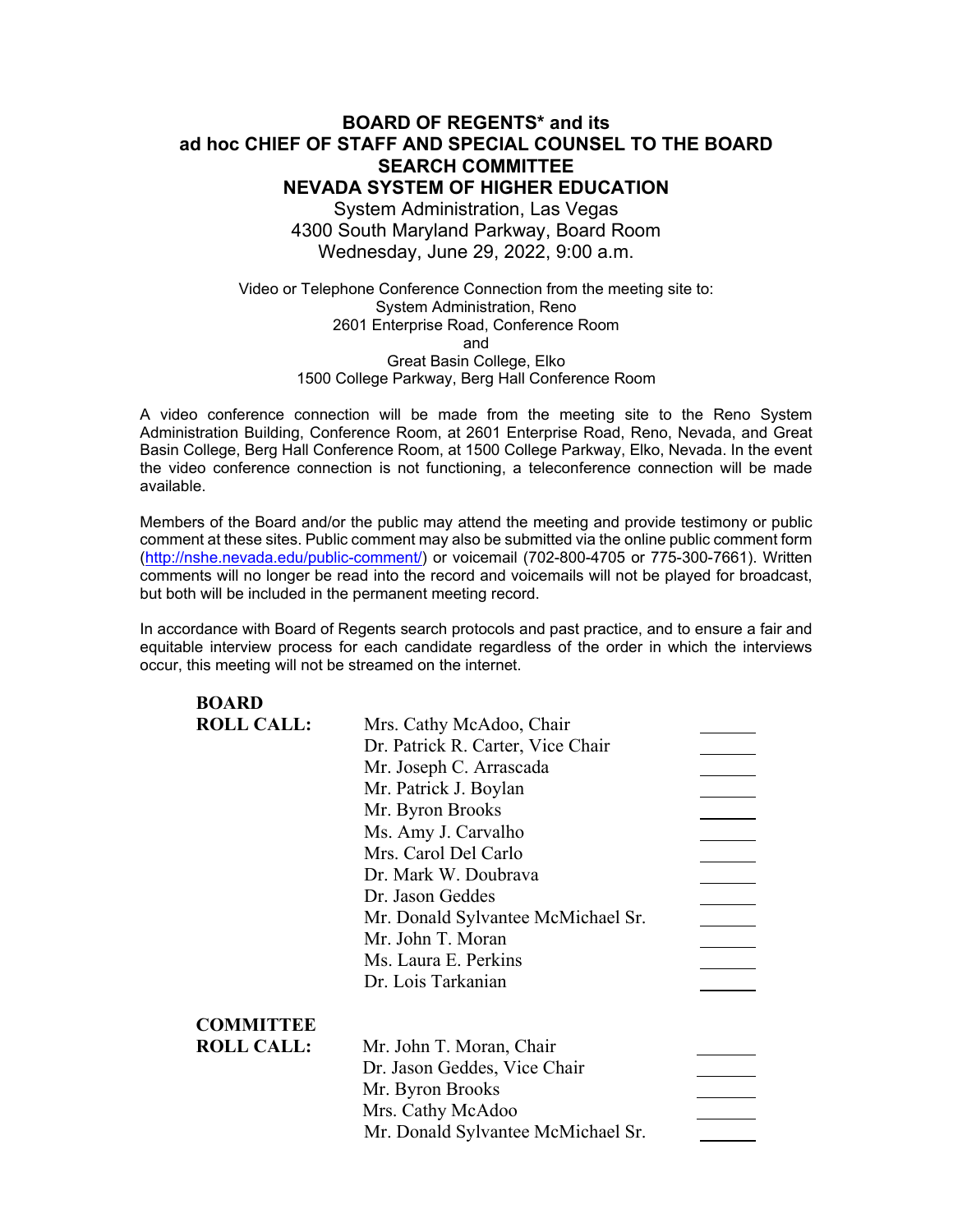# BOARD OF REGENTS* and its ad hoc CHIEF OF STAFF AND SPECIAL COUNSEL TO THE BOARD SEARCH COMMITTEE NEVADA SYSTEM OF HIGHER EDUCATION

System Administration, Las Vegas
4300 South Maryland Parkway, Board Room
Wednesday, June 29, 2022, 9:00 a.m.

Video or Telephone Conference Connection from the meeting site to:
System Administration, Reno
2601 Enterprise Road, Conference Room
and
Great Basin College, Elko
1500 College Parkway, Berg Hall Conference Room

A video conference connection will be made from the meeting site to the Reno System Administration Building, Conference Room, at 2601 Enterprise Road, Reno, Nevada, and Great Basin College, Berg Hall Conference Room, at 1500 College Parkway, Elko, Nevada. In the event the video conference connection is not functioning, a teleconference connection will be made available.

Members of the Board and/or the public may attend the meeting and provide testimony or public comment at these sites. Public comment may also be submitted via the online public comment form (http://nshe.nevada.edu/public-comment/) or voicemail (702-800-4705 or 775-300-7661). Written comments will no longer be read into the record and voicemails will not be played for broadcast, but both will be included in the permanent meeting record.

In accordance with Board of Regents search protocols and past practice, and to ensure a fair and equitable interview process for each candidate regardless of the order in which the interviews occur, this meeting will not be streamed on the internet.

**BOARD ROLL CALL:**

| | |
|---|---|
| Mrs. Cathy McAdoo, Chair | ______ |
| Dr. Patrick R. Carter, Vice Chair | ______ |
| Mr. Joseph C. Arrascada | ______ |
| Mr. Patrick J. Boylan | ______ |
| Mr. Byron Brooks | ______ |
| Ms. Amy J. Carvalho | ______ |
| Mrs. Carol Del Carlo | ______ |
| Dr. Mark W. Doubrava | ______ |
| Dr. Jason Geddes | ______ |
| Mr. Donald Sylvantee McMichael Sr. | ______ |
| Mr. John T. Moran | ______ |
| Ms. Laura E. Perkins | ______ |
| Dr. Lois Tarkanian | ______ |

**COMMITTEE ROLL CALL:**

| | |
|---|---|
| Mr. John T. Moran, Chair | ______ |
| Dr. Jason Geddes, Vice Chair | ______ |
| Mr. Byron Brooks | ______ |
| Mrs. Cathy McAdoo | ______ |
| Mr. Donald Sylvantee McMichael Sr. | ______ |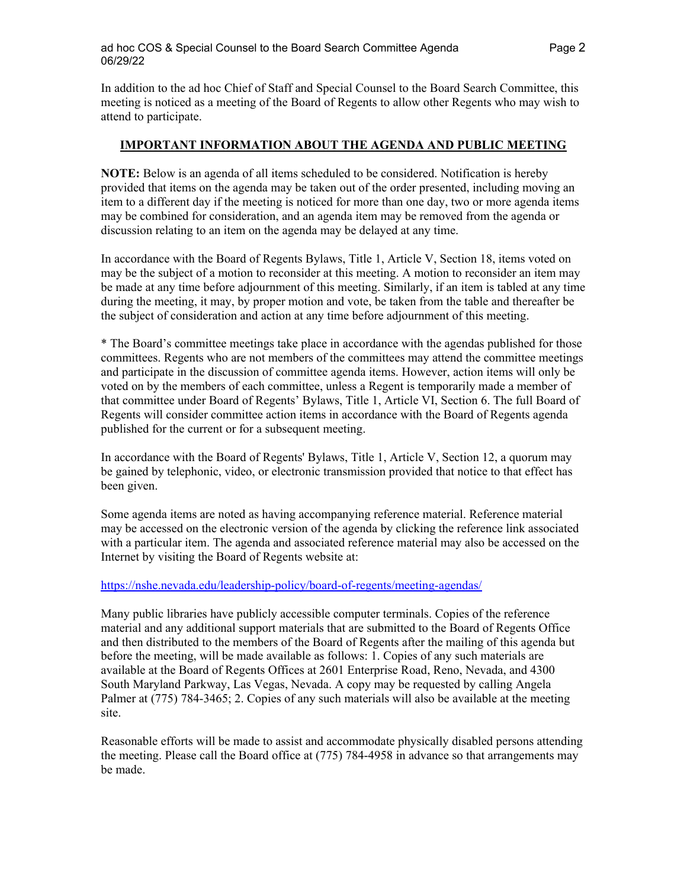In addition to the ad hoc Chief of Staff and Special Counsel to the Board Search Committee, this meeting is noticed as a meeting of the Board of Regents to allow other Regents who may wish to attend to participate.

## IMPORTANT INFORMATION ABOUT THE AGENDA AND PUBLIC MEETING

**NOTE:** Below is an agenda of all items scheduled to be considered. Notification is hereby provided that items on the agenda may be taken out of the order presented, including moving an item to a different day if the meeting is noticed for more than one day, two or more agenda items may be combined for consideration, and an agenda item may be removed from the agenda or discussion relating to an item on the agenda may be delayed at any time.

In accordance with the Board of Regents Bylaws, Title 1, Article V, Section 18, items voted on may be the subject of a motion to reconsider at this meeting. A motion to reconsider an item may be made at any time before adjournment of this meeting. Similarly, if an item is tabled at any time during the meeting, it may, by proper motion and vote, be taken from the table and thereafter be the subject of consideration and action at any time before adjournment of this meeting.

* The Board's committee meetings take place in accordance with the agendas published for those committees. Regents who are not members of the committees may attend the committee meetings and participate in the discussion of committee agenda items. However, action items will only be voted on by the members of each committee, unless a Regent is temporarily made a member of that committee under Board of Regents' Bylaws, Title 1, Article VI, Section 6. The full Board of Regents will consider committee action items in accordance with the Board of Regents agenda published for the current or for a subsequent meeting.

In accordance with the Board of Regents' Bylaws, Title 1, Article V, Section 12, a quorum may be gained by telephonic, video, or electronic transmission provided that notice to that effect has been given.

Some agenda items are noted as having accompanying reference material. Reference material may be accessed on the electronic version of the agenda by clicking the reference link associated with a particular item. The agenda and associated reference material may also be accessed on the Internet by visiting the Board of Regents website at:

https://nshe.nevada.edu/leadership-policy/board-of-regents/meeting-agendas/

Many public libraries have publicly accessible computer terminals. Copies of the reference material and any additional support materials that are submitted to the Board of Regents Office and then distributed to the members of the Board of Regents after the mailing of this agenda but before the meeting, will be made available as follows: 1. Copies of any such materials are available at the Board of Regents Offices at 2601 Enterprise Road, Reno, Nevada, and 4300 South Maryland Parkway, Las Vegas, Nevada. A copy may be requested by calling Angela Palmer at (775) 784-3465; 2. Copies of any such materials will also be available at the meeting site.

Reasonable efforts will be made to assist and accommodate physically disabled persons attending the meeting. Please call the Board office at (775) 784-4958 in advance so that arrangements may be made.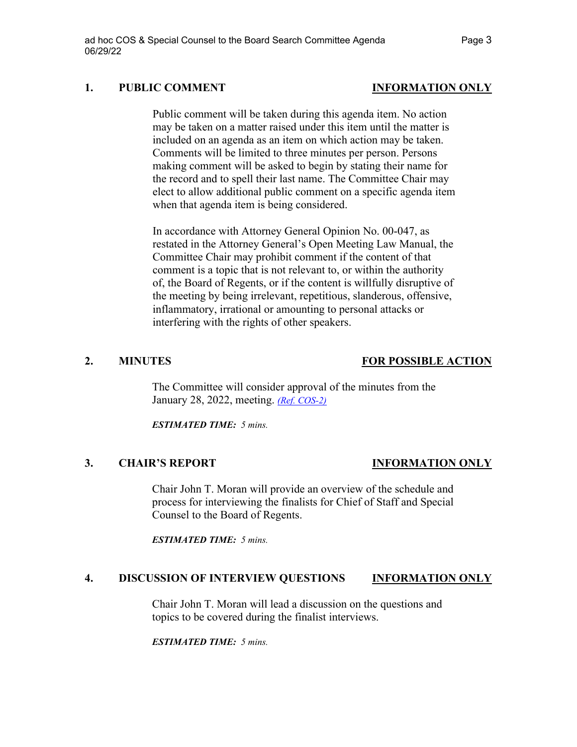## 1. PUBLIC COMMENT — INFORMATION ONLY

Public comment will be taken during this agenda item. No action may be taken on a matter raised under this item until the matter is included on an agenda as an item on which action may be taken. Comments will be limited to three minutes per person. Persons making comment will be asked to begin by stating their name for the record and to spell their last name. The Committee Chair may elect to allow additional public comment on a specific agenda item when that agenda item is being considered.

In accordance with Attorney General Opinion No. 00-047, as restated in the Attorney General's Open Meeting Law Manual, the Committee Chair may prohibit comment if the content of that comment is a topic that is not relevant to, or within the authority of, the Board of Regents, or if the content is willfully disruptive of the meeting by being irrelevant, repetitious, slanderous, offensive, inflammatory, irrational or amounting to personal attacks or interfering with the rights of other speakers.

## 2. MINUTES — FOR POSSIBLE ACTION

The Committee will consider approval of the minutes from the January 28, 2022, meeting. *(Ref. COS-2)*

***ESTIMATED TIME:*** *5 mins.*

## 3. CHAIR'S REPORT — INFORMATION ONLY

Chair John T. Moran will provide an overview of the schedule and process for interviewing the finalists for Chief of Staff and Special Counsel to the Board of Regents.

***ESTIMATED TIME:*** *5 mins.*

## 4. DISCUSSION OF INTERVIEW QUESTIONS — INFORMATION ONLY

Chair John T. Moran will lead a discussion on the questions and topics to be covered during the finalist interviews.

***ESTIMATED TIME:*** *5 mins.*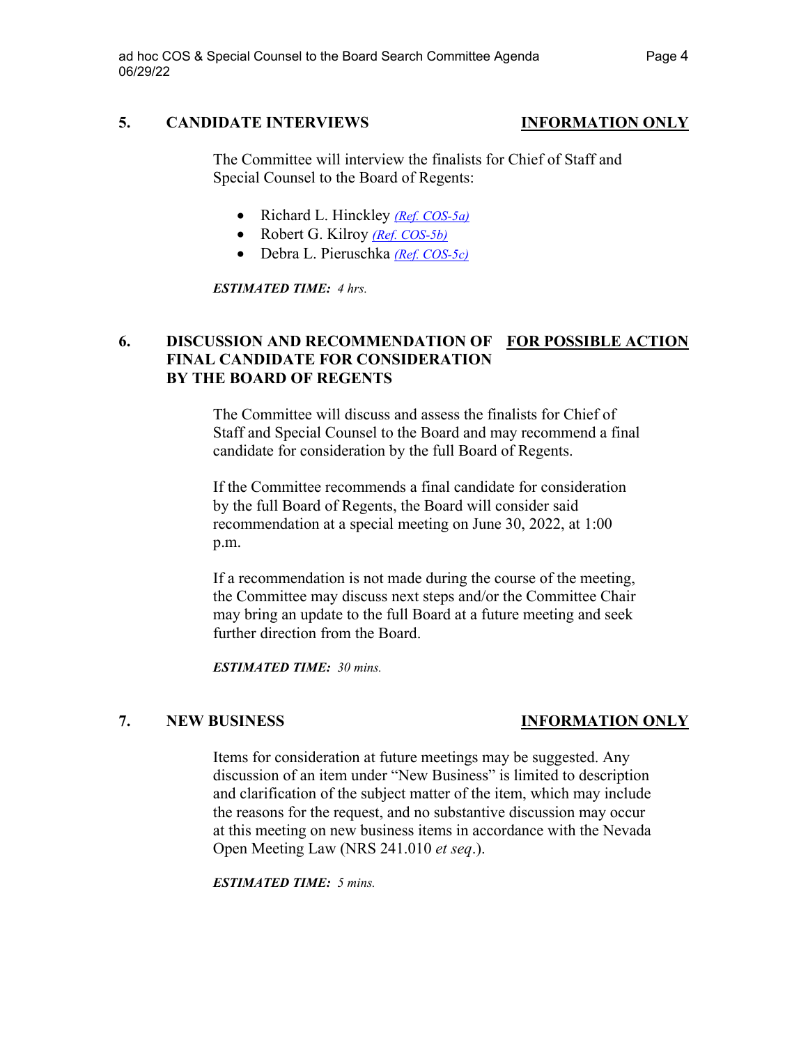## 5. CANDIDATE INTERVIEWS — INFORMATION ONLY

The Committee will interview the finalists for Chief of Staff and Special Counsel to the Board of Regents:

- Richard L. Hinckley *(Ref. COS-5a)*
- Robert G. Kilroy *(Ref. COS-5b)*
- Debra L. Pieruschka *(Ref. COS-5c)*

***ESTIMATED TIME:*** *4 hrs.*

## 6. DISCUSSION AND RECOMMENDATION OF FINAL CANDIDATE FOR CONSIDERATION BY THE BOARD OF REGENTS — FOR POSSIBLE ACTION

The Committee will discuss and assess the finalists for Chief of Staff and Special Counsel to the Board and may recommend a final candidate for consideration by the full Board of Regents.

If the Committee recommends a final candidate for consideration by the full Board of Regents, the Board will consider said recommendation at a special meeting on June 30, 2022, at 1:00 p.m.

If a recommendation is not made during the course of the meeting, the Committee may discuss next steps and/or the Committee Chair may bring an update to the full Board at a future meeting and seek further direction from the Board.

***ESTIMATED TIME:*** *30 mins.*

## 7. NEW BUSINESS — INFORMATION ONLY

Items for consideration at future meetings may be suggested. Any discussion of an item under "New Business" is limited to description and clarification of the subject matter of the item, which may include the reasons for the request, and no substantive discussion may occur at this meeting on new business items in accordance with the Nevada Open Meeting Law (NRS 241.010 *et seq*.).

***ESTIMATED TIME:*** *5 mins.*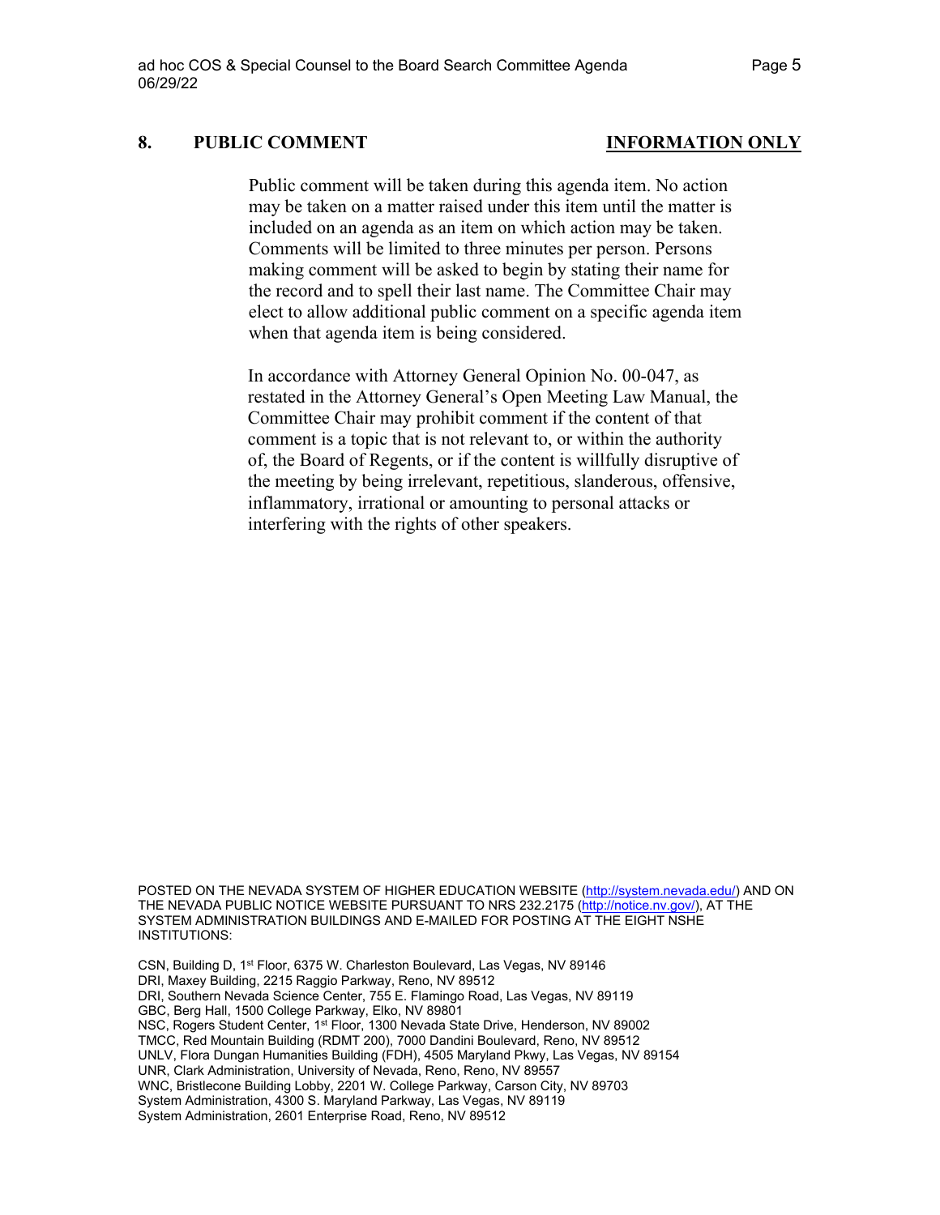## 8. PUBLIC COMMENT **INFORMATION ONLY**

Public comment will be taken during this agenda item. No action may be taken on a matter raised under this item until the matter is included on an agenda as an item on which action may be taken. Comments will be limited to three minutes per person. Persons making comment will be asked to begin by stating their name for the record and to spell their last name. The Committee Chair may elect to allow additional public comment on a specific agenda item when that agenda item is being considered.

In accordance with Attorney General Opinion No. 00-047, as restated in the Attorney General's Open Meeting Law Manual, the Committee Chair may prohibit comment if the content of that comment is a topic that is not relevant to, or within the authority of, the Board of Regents, or if the content is willfully disruptive of the meeting by being irrelevant, repetitious, slanderous, offensive, inflammatory, irrational or amounting to personal attacks or interfering with the rights of other speakers.

POSTED ON THE NEVADA SYSTEM OF HIGHER EDUCATION WEBSITE (http://system.nevada.edu/) AND ON THE NEVADA PUBLIC NOTICE WEBSITE PURSUANT TO NRS 232.2175 (http://notice.nv.gov/), AT THE SYSTEM ADMINISTRATION BUILDINGS AND E-MAILED FOR POSTING AT THE EIGHT NSHE INSTITUTIONS:

CSN, Building D, 1st Floor, 6375 W. Charleston Boulevard, Las Vegas, NV 89146
DRI, Maxey Building, 2215 Raggio Parkway, Reno, NV 89512
DRI, Southern Nevada Science Center, 755 E. Flamingo Road, Las Vegas, NV 89119
GBC, Berg Hall, 1500 College Parkway, Elko, NV 89801
NSC, Rogers Student Center, 1st Floor, 1300 Nevada State Drive, Henderson, NV 89002
TMCC, Red Mountain Building (RDMT 200), 7000 Dandini Boulevard, Reno, NV 89512
UNLV, Flora Dungan Humanities Building (FDH), 4505 Maryland Pkwy, Las Vegas, NV 89154
UNR, Clark Administration, University of Nevada, Reno, Reno, NV 89557
WNC, Bristlecone Building Lobby, 2201 W. College Parkway, Carson City, NV 89703
System Administration, 4300 S. Maryland Parkway, Las Vegas, NV 89119
System Administration, 2601 Enterprise Road, Reno, NV 89512